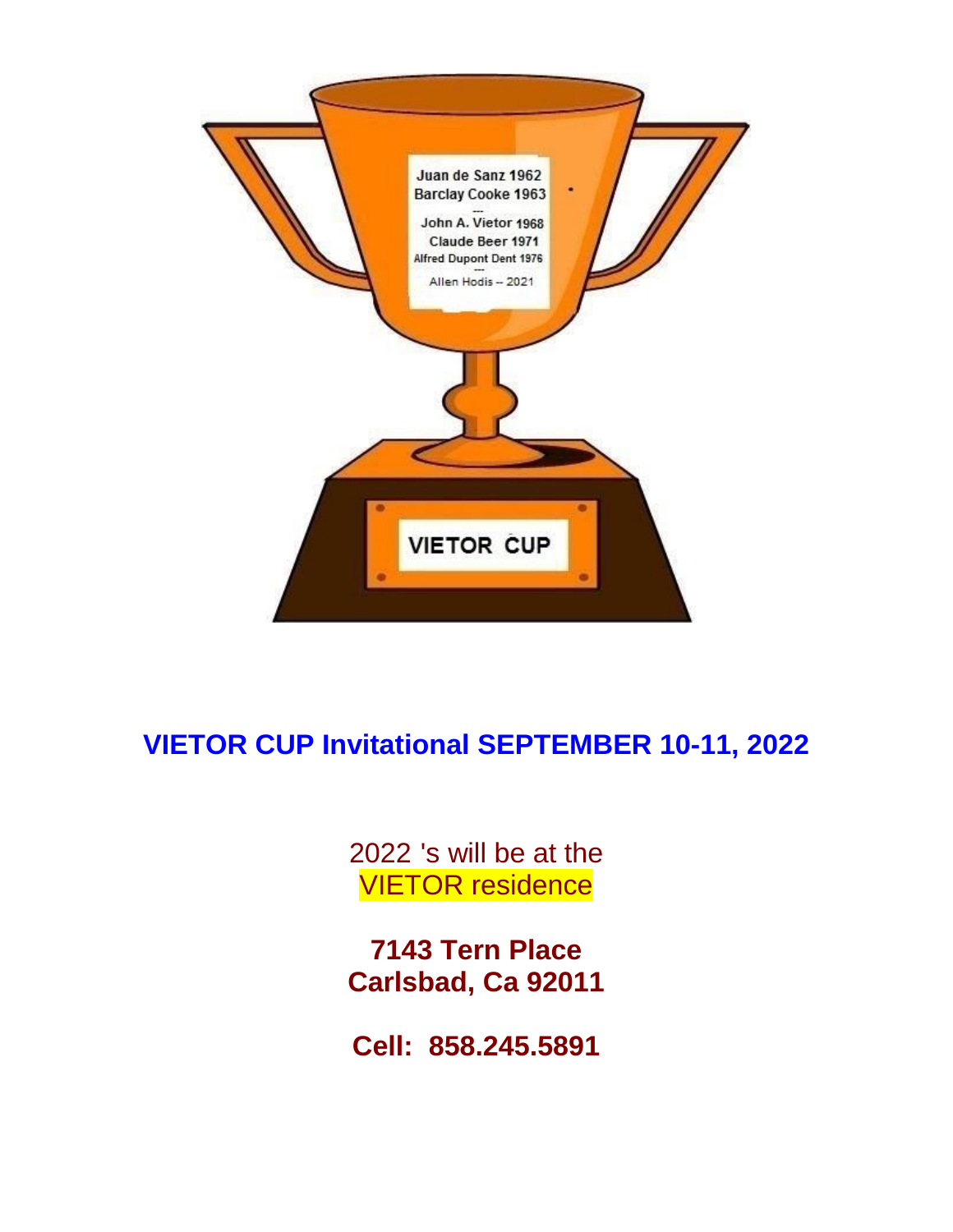Juan de Sanz 1962
Barclay Cooke 1963
---
John A. Vietor 1968
Claude Beer 1971
Alfred Dupont Dent 1976
---
Allen Hodis -- 2021

VIETOR CUP

## VIETOR CUP Invitational SEPTEMBER 10-11, 2022

2022 's will be at the
VIETOR residence

**7143 Tern Place**
**Carlsbad, Ca 92011**

**Cell: 858.245.5891**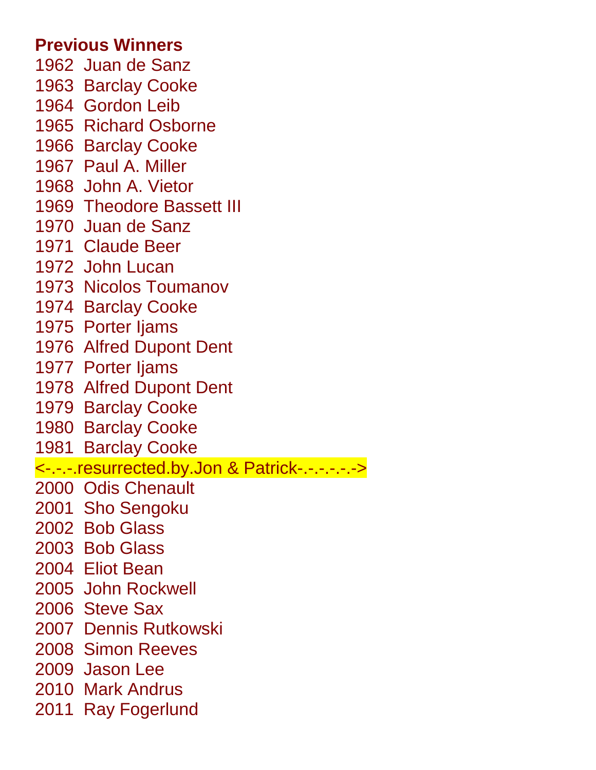**Previous Winners**

1962 Juan de Sanz
1963 Barclay Cooke
1964 Gordon Leib
1965 Richard Osborne
1966 Barclay Cooke
1967 Paul A. Miller
1968 John A. Vietor
1969 Theodore Bassett III
1970 Juan de Sanz
1971 Claude Beer
1972 John Lucan
1973 Nicolos Toumanov
1974 Barclay Cooke
1975 Porter Ijams
1976 Alfred Dupont Dent
1977 Porter Ijams
1978 Alfred Dupont Dent
1979 Barclay Cooke
1980 Barclay Cooke
1981 Barclay Cooke
<-.-.-.resurrected.by.Jon & Patrick-.-.-.-.-.->
2000 Odis Chenault
2001 Sho Sengoku
2002 Bob Glass
2003 Bob Glass
2004 Eliot Bean
2005 John Rockwell
2006 Steve Sax
2007 Dennis Rutkowski
2008 Simon Reeves
2009 Jason Lee
2010 Mark Andrus
2011 Ray Fogerlund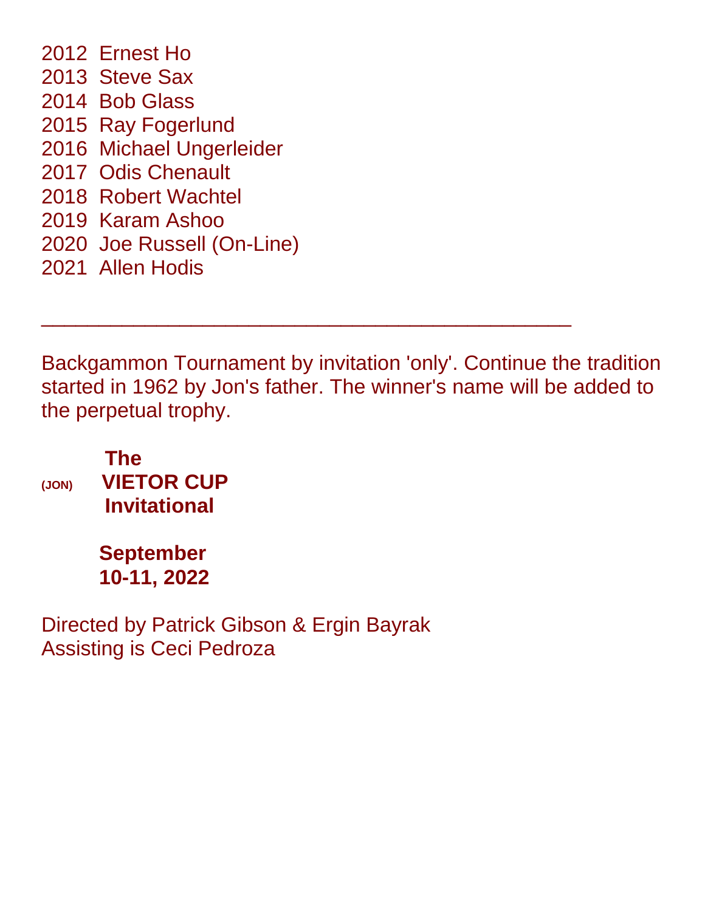2012  Ernest Ho
2013  Steve Sax
2014  Bob Glass
2015  Ray Fogerlund
2016  Michael Ungerleider
2017  Odis Chenault
2018  Robert Wachtel
2019  Karam Ashoo
2020  Joe Russell (On-Line)
2021  Allen Hodis

---

Backgammon Tournament by invitation 'only'. Continue the tradition started in 1962 by Jon's father. The winner's name will be added to the perpetual trophy.

**The**
(JON) **VIETOR CUP**
**Invitational**

**September**
**10-11, 2022**

Directed by Patrick Gibson & Ergin Bayrak
Assisting is Ceci Pedroza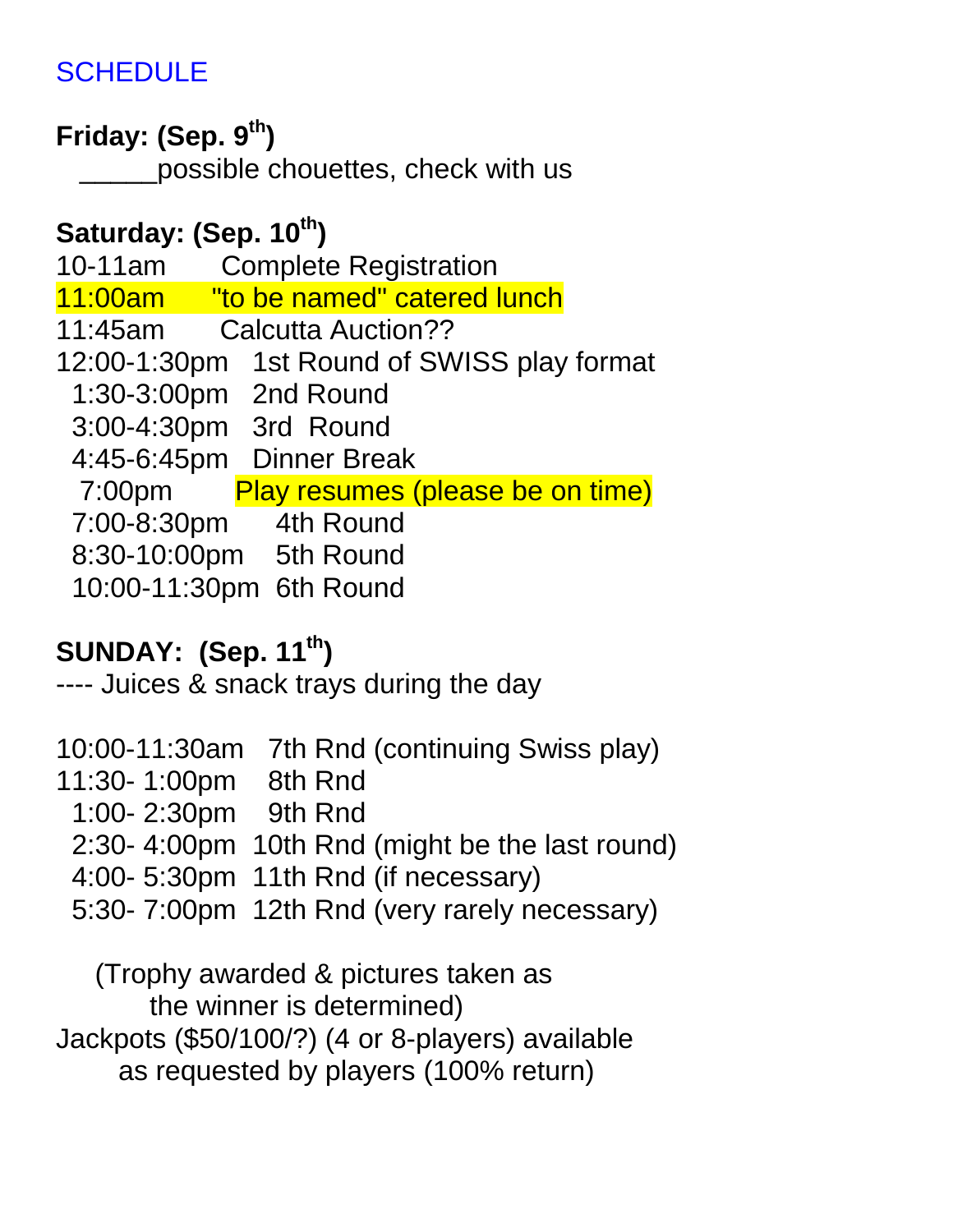## SCHEDULE

**Friday: (Sep. 9th)**

_____possible chouettes, check with us

**Saturday: (Sep. 10th)**

10-11am Complete Registration
11:00am "to be named" catered lunch
11:45am Calcutta Auction??
12:00-1:30pm 1st Round of SWISS play format
1:30-3:00pm 2nd Round
3:00-4:30pm 3rd Round
4:45-6:45pm Dinner Break
7:00pm Play resumes (please be on time)
7:00-8:30pm 4th Round
8:30-10:00pm 5th Round
10:00-11:30pm 6th Round

**SUNDAY: (Sep. 11th)**

---- Juices & snack trays during the day

10:00-11:30am 7th Rnd (continuing Swiss play)
11:30- 1:00pm 8th Rnd
1:00- 2:30pm 9th Rnd
2:30- 4:00pm 10th Rnd (might be the last round)
4:00- 5:30pm 11th Rnd (if necessary)
5:30- 7:00pm 12th Rnd (very rarely necessary)

(Trophy awarded & pictures taken as the winner is determined)

Jackpots ($50/100/?) (4 or 8-players) available as requested by players (100% return)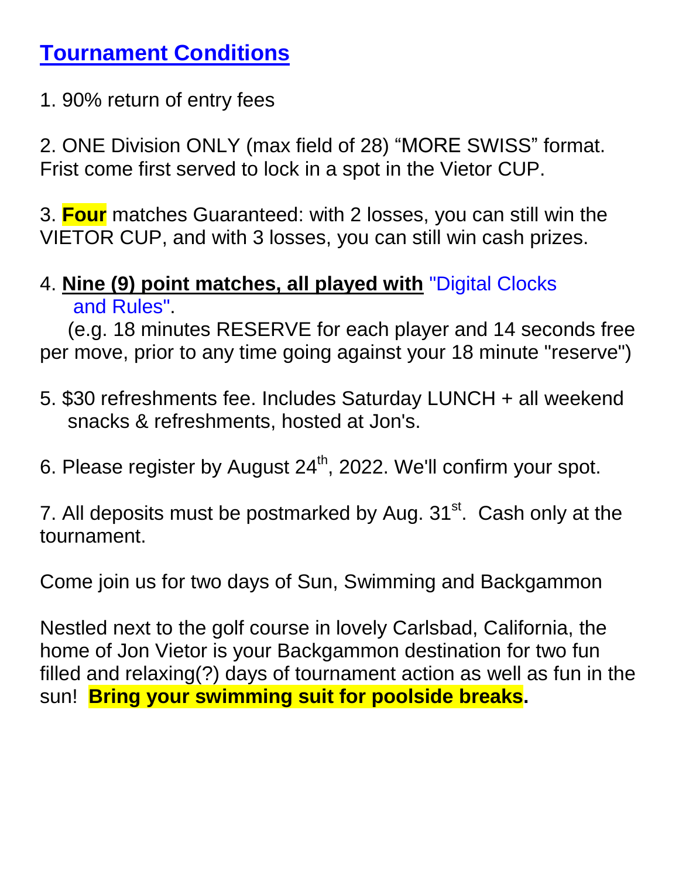## Tournament Conditions

1. 90% return of entry fees

2. ONE Division ONLY (max field of 28) “MORE SWISS” format. Frist come first served to lock in a spot in the Vietor CUP.

3. **Four** matches Guaranteed: with 2 losses, you can still win the VIETOR CUP, and with 3 losses, you can still win cash prizes.

4. **Nine (9) point matches, all played with** "Digital Clocks and Rules".
   (e.g. 18 minutes RESERVE for each player and 14 seconds free per move, prior to any time going against your 18 minute "reserve")

5. $30 refreshments fee. Includes Saturday LUNCH + all weekend snacks & refreshments, hosted at Jon's.

6. Please register by August 24th, 2022. We'll confirm your spot.

7. All deposits must be postmarked by Aug. 31st. Cash only at the tournament.

Come join us for two days of Sun, Swimming and Backgammon

Nestled next to the golf course in lovely Carlsbad, California, the home of Jon Vietor is your Backgammon destination for two fun filled and relaxing(?) days of tournament action as well as fun in the sun! **Bring your swimming suit for poolside breaks.**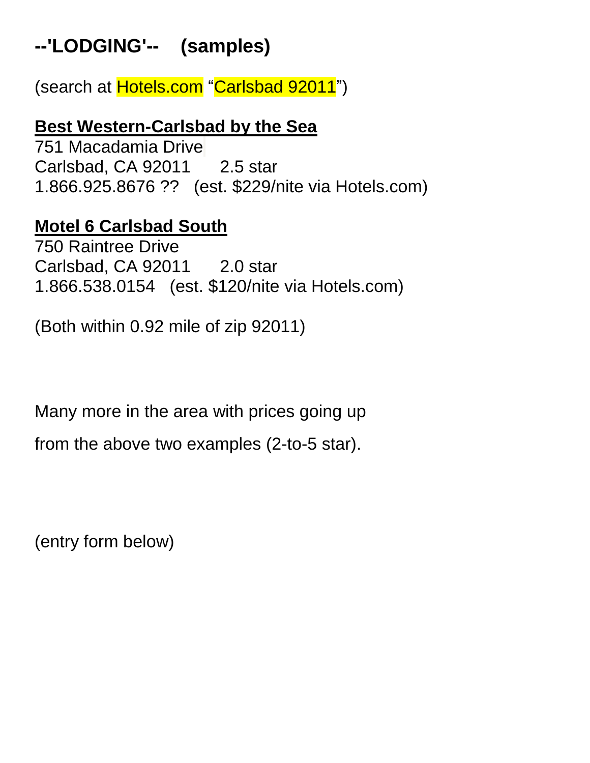# --'LODGING'-- (samples)

(search at Hotels.com "Carlsbad 92011")

**Best Western-Carlsbad by the Sea**
751 Macadamia Drive
Carlsbad, CA 92011 2.5 star
1.866.925.8676 ?? (est. $229/nite via Hotels.com)

**Motel 6 Carlsbad South**
750 Raintree Drive
Carlsbad, CA 92011 2.0 star
1.866.538.0154 (est. $120/nite via Hotels.com)

(Both within 0.92 mile of zip 92011)

Many more in the area with prices going up

from the above two examples (2-to-5 star).

(entry form below)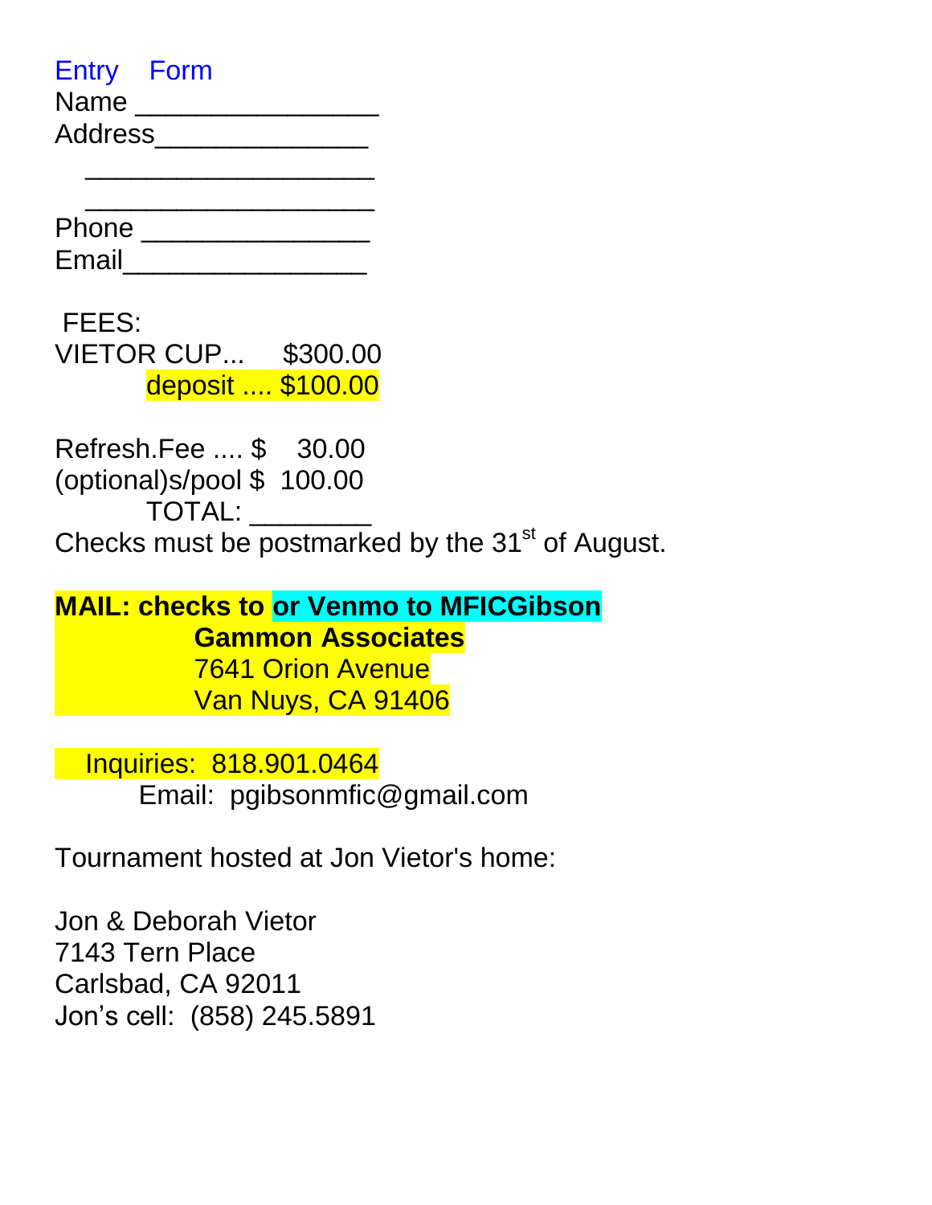## Entry Form

Name ________________

Address______________

____________________

____________________

Phone _______________

Email________________

FEES:

VIETOR CUP... $300.00

deposit .... $100.00

Refresh.Fee .... $ 30.00

(optional)s/pool $ 100.00

TOTAL: ________

Checks must be postmarked by the 31st of August.

**MAIL: checks to or Venmo to MFICGibson**

**Gammon Associates**

7641 Orion Avenue

Van Nuys, CA 91406

Inquiries: 818.901.0464

Email: pgibsonmfic@gmail.com

Tournament hosted at Jon Vietor's home:

Jon & Deborah Vietor

7143 Tern Place

Carlsbad, CA 92011

Jon's cell: (858) 245.5891